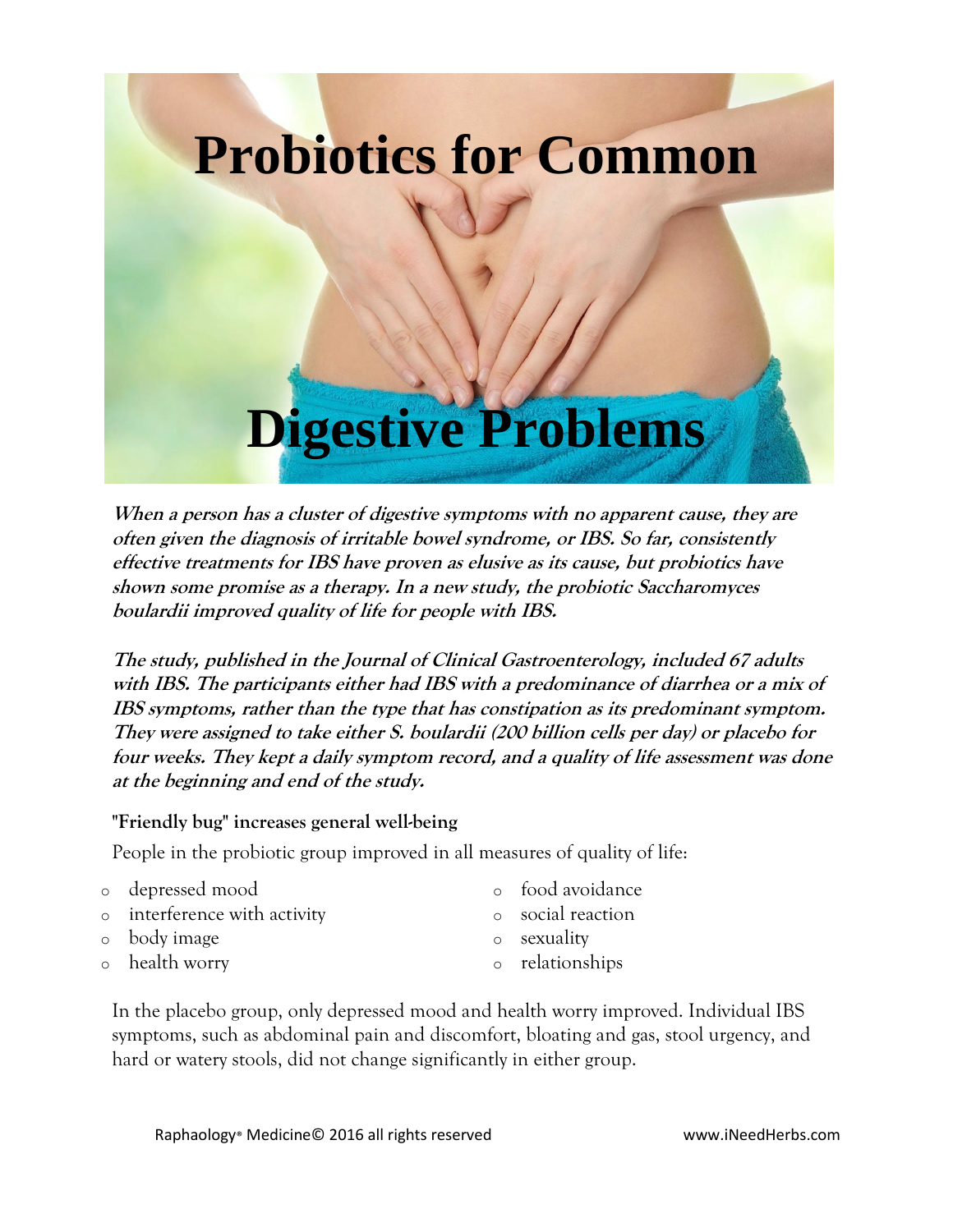# Probiotics for Common Digestive Problems

***When a person has a cluster of digestive symptoms with no apparent cause, they are often given the diagnosis of irritable bowel syndrome, or IBS. So far, consistently effective treatments for IBS have proven as elusive as its cause, but probiotics have shown some promise as a therapy. In a new study, the probiotic Saccharomyces boulardii improved quality of life for people with IBS.***

***The study, published in the Journal of Clinical Gastroenterology, included 67 adults with IBS. The participants either had IBS with a predominance of diarrhea or a mix of IBS symptoms, rather than the type that has constipation as its predominant symptom. They were assigned to take either S. boulardii (200 billion cells per day) or placebo for four weeks. They kept a daily symptom record, and a quality of life assessment was done at the beginning and end of the study.***

**"Friendly bug" increases general well-being**

People in the probiotic group improved in all measures of quality of life:

- depressed mood
- interference with activity
- body image
- health worry
- food avoidance
- social reaction
- sexuality
- relationships

In the placebo group, only depressed mood and health worry improved. Individual IBS symptoms, such as abdominal pain and discomfort, bloating and gas, stool urgency, and hard or watery stools, did not change significantly in either group.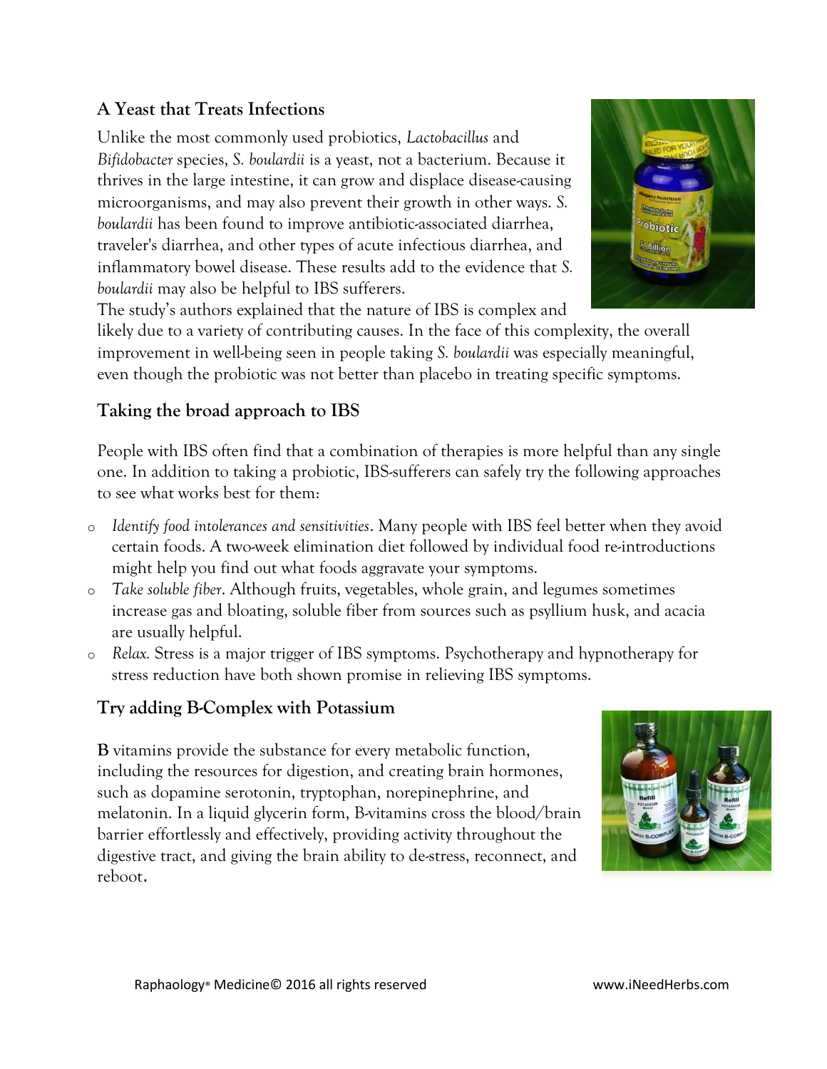## A Yeast that Treats Infections

Unlike the most commonly used probiotics, *Lactobacillus* and *Bifidobacter* species, *S. boulardii* is a yeast, not a bacterium. Because it thrives in the large intestine, it can grow and displace disease-causing microorganisms, and may also prevent their growth in other ways. *S. boulardii* has been found to improve antibiotic-associated diarrhea, traveler's diarrhea, and other types of acute infectious diarrhea, and inflammatory bowel disease. These results add to the evidence that *S. boulardii* may also be helpful to IBS sufferers.

The study's authors explained that the nature of IBS is complex and likely due to a variety of contributing causes. In the face of this complexity, the overall improvement in well-being seen in people taking *S. boulardii* was especially meaningful, even though the probiotic was not better than placebo in treating specific symptoms.

## Taking the broad approach to IBS

People with IBS often find that a combination of therapies is more helpful than any single one. In addition to taking a probiotic, IBS-sufferers can safely try the following approaches to see what works best for them:

- *Identify food intolerances and sensitivities*. Many people with IBS feel better when they avoid certain foods. A two-week elimination diet followed by individual food re-introductions might help you find out what foods aggravate your symptoms.
- *Take soluble fiber*. Although fruits, vegetables, whole grain, and legumes sometimes increase gas and bloating, soluble fiber from sources such as psyllium husk, and acacia are usually helpful.
- *Relax.* Stress is a major trigger of IBS symptoms. Psychotherapy and hypnotherapy for stress reduction have both shown promise in relieving IBS symptoms.

## Try adding B-Complex with Potassium

**B** vitamins provide the substance for every metabolic function, including the resources for digestion, and creating brain hormones, such as dopamine serotonin, tryptophan, norepinephrine, and melatonin. In a liquid glycerin form, B-vitamins cross the blood/brain barrier effortlessly and effectively, providing activity throughout the digestive tract, and giving the brain ability to de-stress, reconnect, and reboot**.**